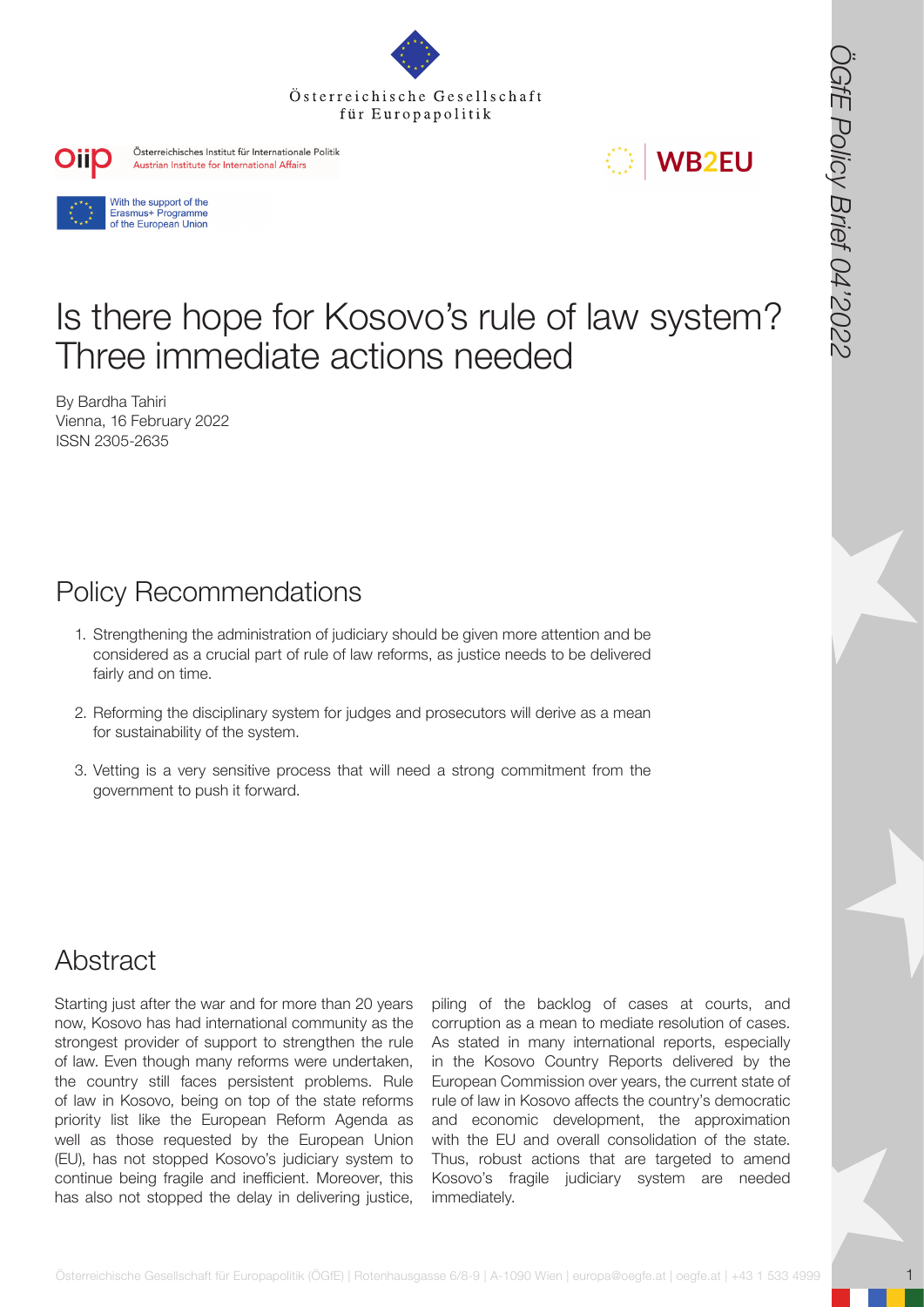Österreichische Gesellschaft für Europapolitik

Österreichisches Institut für Internationale Politik
Austrian Institute for International Affairs

WB2EU

With the support of the Erasmus+ Programme of the European Union

# Is there hope for Kosovo's rule of law system? Three immediate actions needed

By Bardha Tahiri
Vienna, 16 February 2022
ISSN 2305-2635

## Policy Recommendations

1. Strengthening the administration of judiciary should be given more attention and be considered as a crucial part of rule of law reforms, as justice needs to be delivered fairly and on time.
2. Reforming the disciplinary system for judges and prosecutors will derive as a mean for sustainability of the system.
3. Vetting is a very sensitive process that will need a strong commitment from the government to push it forward.

## Abstract

Starting just after the war and for more than 20 years now, Kosovo has had international community as the strongest provider of support to strengthen the rule of law. Even though many reforms were undertaken, the country still faces persistent problems. Rule of law in Kosovo, being on top of the state reforms priority list like the European Reform Agenda as well as those requested by the European Union (EU), has not stopped Kosovo's judiciary system to continue being fragile and inefficient. Moreover, this has also not stopped the delay in delivering justice, piling of the backlog of cases at courts, and corruption as a mean to mediate resolution of cases. As stated in many international reports, especially in the Kosovo Country Reports delivered by the European Commission over years, the current state of rule of law in Kosovo affects the country's democratic and economic development, the approximation with the EU and overall consolidation of the state. Thus, robust actions that are targeted to amend Kosovo's fragile judiciary system are needed immediately.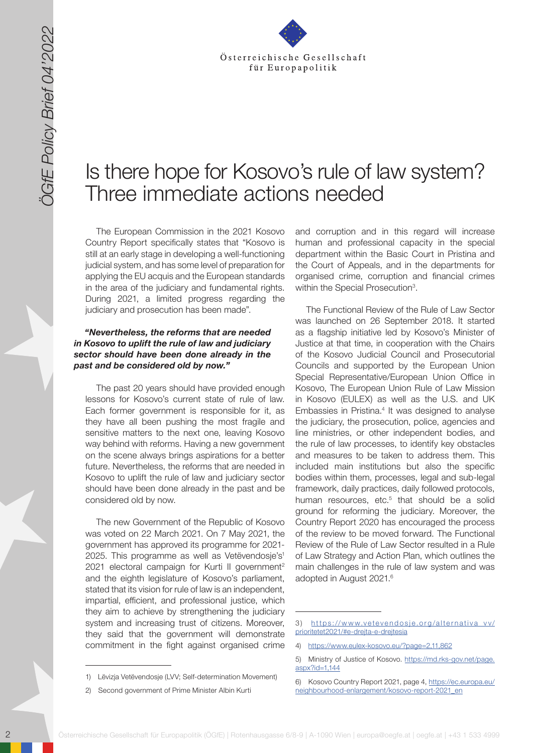# Is there hope for Kosovo's rule of law system? Three immediate actions needed

The European Commission in the 2021 Kosovo Country Report specifically states that "Kosovo is still at an early stage in developing a well-functioning judicial system, and has some level of preparation for applying the EU acquis and the European standards in the area of the judiciary and fundamental rights. During 2021, a limited progress regarding the judiciary and prosecution has been made".

***"Nevertheless, the reforms that are needed in Kosovo to uplift the rule of law and judiciary sector should have been done already in the past and be considered old by now."***

The past 20 years should have provided enough lessons for Kosovo's current state of rule of law. Each former government is responsible for it, as they have all been pushing the most fragile and sensitive matters to the next one, leaving Kosovo way behind with reforms. Having a new government on the scene always brings aspirations for a better future. Nevertheless, the reforms that are needed in Kosovo to uplift the rule of law and judiciary sector should have been done already in the past and be considered old by now.

The new Government of the Republic of Kosovo was voted on 22 March 2021. On 7 May 2021, the government has approved its programme for 2021-2025. This programme as well as Vetëvendosje's[1] 2021 electoral campaign for Kurti II government[2] and the eighth legislature of Kosovo's parliament, stated that its vision for rule of law is an independent, impartial, efficient, and professional justice, which they aim to achieve by strengthening the judiciary system and increasing trust of citizens. Moreover, they said that the government will demonstrate commitment in the fight against organised crime and corruption and in this regard will increase human and professional capacity in the special department within the Basic Court in Pristina and the Court of Appeals, and in the departments for organised crime, corruption and financial crimes within the Special Prosecution[3].

The Functional Review of the Rule of Law Sector was launched on 26 September 2018. It started as a flagship initiative led by Kosovo's Minister of Justice at that time, in cooperation with the Chairs of the Kosovo Judicial Council and Prosecutorial Councils and supported by the European Union Special Representative/European Union Office in Kosovo, The European Union Rule of Law Mission in Kosovo (EULEX) as well as the U.S. and UK Embassies in Pristina.[4] It was designed to analyse the judiciary, the prosecution, police, agencies and line ministries, or other independent bodies, and the rule of law processes, to identify key obstacles and measures to be taken to address them. This included main institutions but also the specific bodies within them, processes, legal and sub-legal framework, daily practices, daily followed protocols, human resources, etc.[5] that should be a solid ground for reforming the judiciary. Moreover, the Country Report 2020 has encouraged the process of the review to be moved forward. The Functional Review of the Rule of Law Sector resulted in a Rule of Law Strategy and Action Plan, which outlines the main challenges in the rule of law system and was adopted in August 2021.[6]

---

1) Lëvizja Vetëvendosje (LVV; Self-determination Movement)

2) Second government of Prime Minister Albin Kurti

3) https://www.vetevendosje.org/alternativa_vv/prioritetet2021/#e-drejta-e-drejtesia

4) https://www.eulex-kosovo.eu/?page=2,11,862

5) Ministry of Justice of Kosovo. https://md.rks-gov.net/page.aspx?id=1,144

6) Kosovo Country Report 2021, page 4, https://ec.europa.eu/neighbourhood-enlargement/kosovo-report-2021_en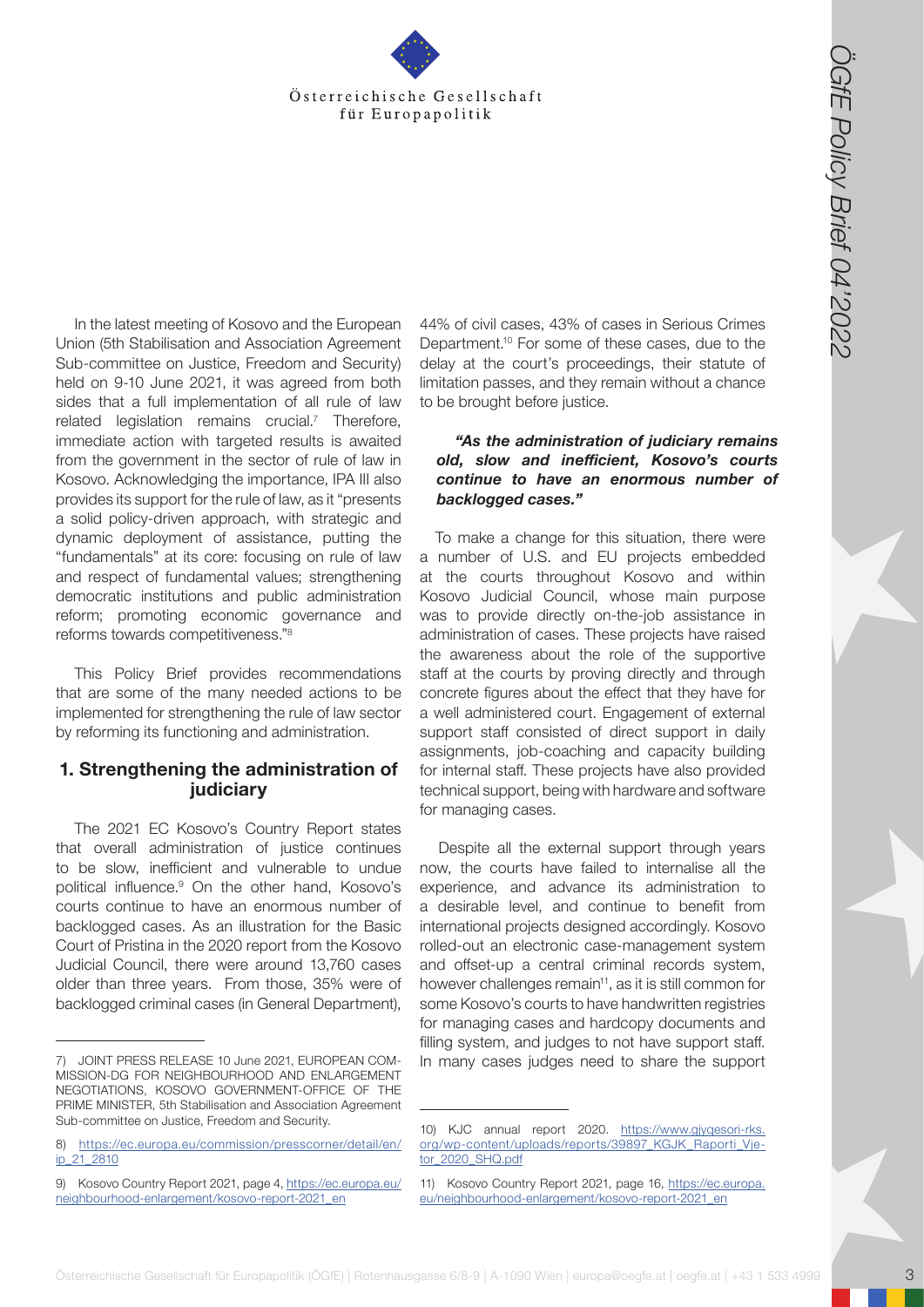In the latest meeting of Kosovo and the European Union (5th Stabilisation and Association Agreement Sub-committee on Justice, Freedom and Security) held on 9-10 June 2021, it was agreed from both sides that a full implementation of all rule of law related legislation remains crucial.[7] Therefore, immediate action with targeted results is awaited from the government in the sector of rule of law in Kosovo. Acknowledging the importance, IPA III also provides its support for the rule of law, as it "presents a solid policy-driven approach, with strategic and dynamic deployment of assistance, putting the "fundamentals" at its core: focusing on rule of law and respect of fundamental values; strengthening democratic institutions and public administration reform; promoting economic governance and reforms towards competitiveness."[8]

This Policy Brief provides recommendations that are some of the many needed actions to be implemented for strengthening the rule of law sector by reforming its functioning and administration.

## 1. Strengthening the administration of judiciary

The 2021 EC Kosovo's Country Report states that overall administration of justice continues to be slow, inefficient and vulnerable to undue political influence.[9] On the other hand, Kosovo's courts continue to have an enormous number of backlogged cases. As an illustration for the Basic Court of Pristina in the 2020 report from the Kosovo Judicial Council, there were around 13,760 cases older than three years. From those, 35% were of backlogged criminal cases (in General Department), 44% of civil cases, 43% of cases in Serious Crimes Department.[10] For some of these cases, due to the delay at the court's proceedings, their statute of limitation passes, and they remain without a chance to be brought before justice.

***"As the administration of judiciary remains old, slow and inefficient, Kosovo's courts continue to have an enormous number of backlogged cases."***

To make a change for this situation, there were a number of U.S. and EU projects embedded at the courts throughout Kosovo and within Kosovo Judicial Council, whose main purpose was to provide directly on-the-job assistance in administration of cases. These projects have raised the awareness about the role of the supportive staff at the courts by proving directly and through concrete figures about the effect that they have for a well administered court. Engagement of external support staff consisted of direct support in daily assignments, job-coaching and capacity building for internal staff. These projects have also provided technical support, being with hardware and software for managing cases.

Despite all the external support through years now, the courts have failed to internalise all the experience, and advance its administration to a desirable level, and continue to benefit from international projects designed accordingly. Kosovo rolled-out an electronic case-management system and offset-up a central criminal records system, however challenges remain[11], as it is still common for some Kosovo's courts to have handwritten registries for managing cases and hardcopy documents and filling system, and judges to not have support staff. In many cases judges need to share the support

---

7) JOINT PRESS RELEASE 10 June 2021, EUROPEAN COMMISSION-DG FOR NEIGHBOURHOOD AND ENLARGEMENT NEGOTIATIONS, KOSOVO GOVERNMENT-OFFICE OF THE PRIME MINISTER, 5th Stabilisation and Association Agreement Sub-committee on Justice, Freedom and Security.

8) https://ec.europa.eu/commission/presscorner/detail/en/ip_21_2810

9) Kosovo Country Report 2021, page 4, https://ec.europa.eu/neighbourhood-enlargement/kosovo-report-2021_en

10) KJC annual report 2020. https://www.gjyqesori-rks.org/wp-content/uploads/reports/39897_KGJK_Raporti_Vjetor_2020_SHQ.pdf

11) Kosovo Country Report 2021, page 16, https://ec.europa.eu/neighbourhood-enlargement/kosovo-report-2021_en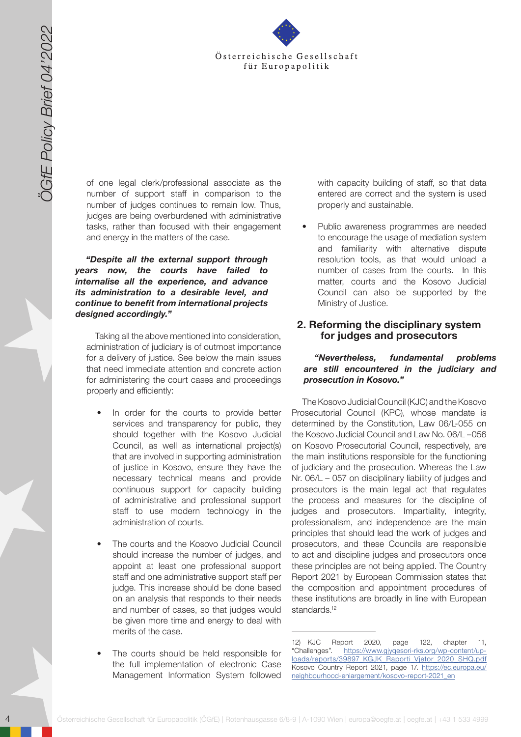of one legal clerk/professional associate as the number of support staff in comparison to the number of judges continues to remain low. Thus, judges are being overburdened with administrative tasks, rather than focused with their engagement and energy in the matters of the case.

***"Despite all the external support through years now, the courts have failed to internalise all the experience, and advance its administration to a desirable level, and continue to benefit from international projects designed accordingly."***

Taking all the above mentioned into consideration, administration of judiciary is of outmost importance for a delivery of justice. See below the main issues that need immediate attention and concrete action for administering the court cases and proceedings properly and efficiently:

- In order for the courts to provide better services and transparency for public, they should together with the Kosovo Judicial Council, as well as international project(s) that are involved in supporting administration of justice in Kosovo, ensure they have the necessary technical means and provide continuous support for capacity building of administrative and professional support staff to use modern technology in the administration of courts.
- The courts and the Kosovo Judicial Council should increase the number of judges, and appoint at least one professional support staff and one administrative support staff per judge. This increase should be done based on an analysis that responds to their needs and number of cases, so that judges would be given more time and energy to deal with merits of the case.
- The courts should be held responsible for the full implementation of electronic Case Management Information System followed with capacity building of staff, so that data entered are correct and the system is used properly and sustainable.
- Public awareness programmes are needed to encourage the usage of mediation system and familiarity with alternative dispute resolution tools, as that would unload a number of cases from the courts. In this matter, courts and the Kosovo Judicial Council can also be supported by the Ministry of Justice.

## 2. Reforming the disciplinary system for judges and prosecutors

***"Nevertheless, fundamental problems are still encountered in the judiciary and prosecution in Kosovo."***

The Kosovo Judicial Council (KJC) and the Kosovo Prosecutorial Council (KPC), whose mandate is determined by the Constitution, Law 06/L-055 on the Kosovo Judicial Council and Law No. 06/L –056 on Kosovo Prosecutorial Council, respectively, are the main institutions responsible for the functioning of judiciary and the prosecution. Whereas the Law Nr. 06/L – 057 on disciplinary liability of judges and prosecutors is the main legal act that regulates the process and measures for the discipline of judges and prosecutors. Impartiality, integrity, professionalism, and independence are the main principles that should lead the work of judges and prosecutors, and these Councils are responsible to act and discipline judges and prosecutors once these principles are not being applied. The Country Report 2021 by European Commission states that the composition and appointment procedures of these institutions are broadly in line with European standards.[12]

---

12) KJC Report 2020, page 122, chapter 11, "Challenges". https://www.gjyqesori-rks.org/wp-content/uploads/reports/39897_KGJK_Raporti_Vjetor_2020_SHQ.pdf Kosovo Country Report 2021, page 17. https://ec.europa.eu/neighbourhood-enlargement/kosovo-report-2021_en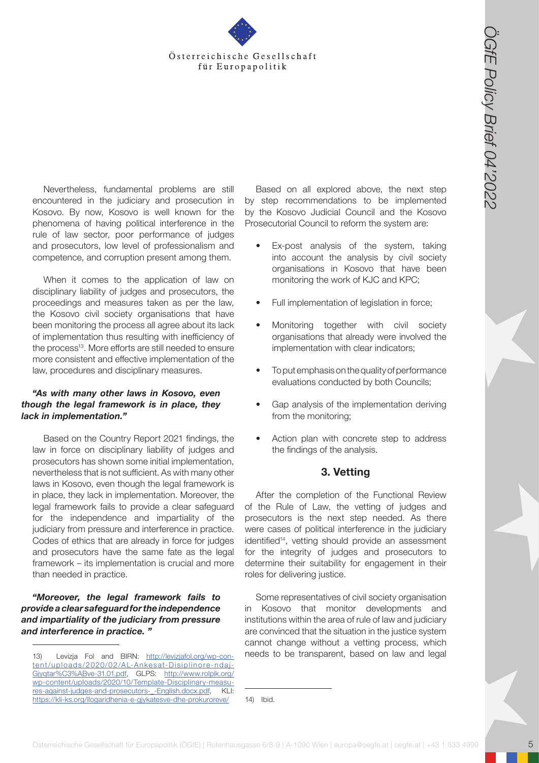Nevertheless, fundamental problems are still encountered in the judiciary and prosecution in Kosovo. By now, Kosovo is well known for the phenomena of having political interference in the rule of law sector, poor performance of judges and prosecutors, low level of professionalism and competence, and corruption present among them.

When it comes to the application of law on disciplinary liability of judges and prosecutors, the proceedings and measures taken as per the law, the Kosovo civil society organisations that have been monitoring the process all agree about its lack of implementation thus resulting with inefficiency of the process[13]. More efforts are still needed to ensure more consistent and effective implementation of the law, procedures and disciplinary measures.

***"As with many other laws in Kosovo, even though the legal framework is in place, they lack in implementation."***

Based on the Country Report 2021 findings, the law in force on disciplinary liability of judges and prosecutors has shown some initial implementation, nevertheless that is not sufficient. As with many other laws in Kosovo, even though the legal framework is in place, they lack in implementation. Moreover, the legal framework fails to provide a clear safeguard for the independence and impartiality of the judiciary from pressure and interference in practice. Codes of ethics that are already in force for judges and prosecutors have the same fate as the legal framework – its implementation is crucial and more than needed in practice.

***"Moreover, the legal framework fails to provide a clear safeguard for the independence and impartiality of the judiciary from pressure and interference in practice. "***

Based on all explored above, the next step by step recommendations to be implemented by the Kosovo Judicial Council and the Kosovo Prosecutorial Council to reform the system are:

- Ex-post analysis of the system, taking into account the analysis by civil society organisations in Kosovo that have been monitoring the work of KJC and KPC;
- Full implementation of legislation in force;
- Monitoring together with civil society organisations that already were involved the implementation with clear indicators;
- To put emphasis on the quality of performance evaluations conducted by both Councils;
- Gap analysis of the implementation deriving from the monitoring;
- Action plan with concrete step to address the findings of the analysis.

## 3. Vetting

After the completion of the Functional Review of the Rule of Law, the vetting of judges and prosecutors is the next step needed. As there were cases of political interference in the judiciary identified[14], vetting should provide an assessment for the integrity of judges and prosecutors to determine their suitability for engagement in their roles for delivering justice.

Some representatives of civil society organisation in Kosovo that monitor developments and institutions within the area of rule of law and judiciary are convinced that the situation in the justice system cannot change without a vetting process, which needs to be transparent, based on law and legal

---

13) Levizja Fol and BIRN: http://levizjafol.org/wp-content/uploads/2020/02/AL-Ankesat-Disiplinore-ndaj-Gjyqtar%C3%ABve-31.01.pdf, GLPS: http://www.rolpik.org/wp-content/uploads/2020/10/Template-Disciplinary-measures-against-judges-and-prosecutors-_-English.docx.pdf, KLI: https://kli-ks.org/llogaridhenia-e-gjykatesve-dhe-prokuroreve/

14) Ibid.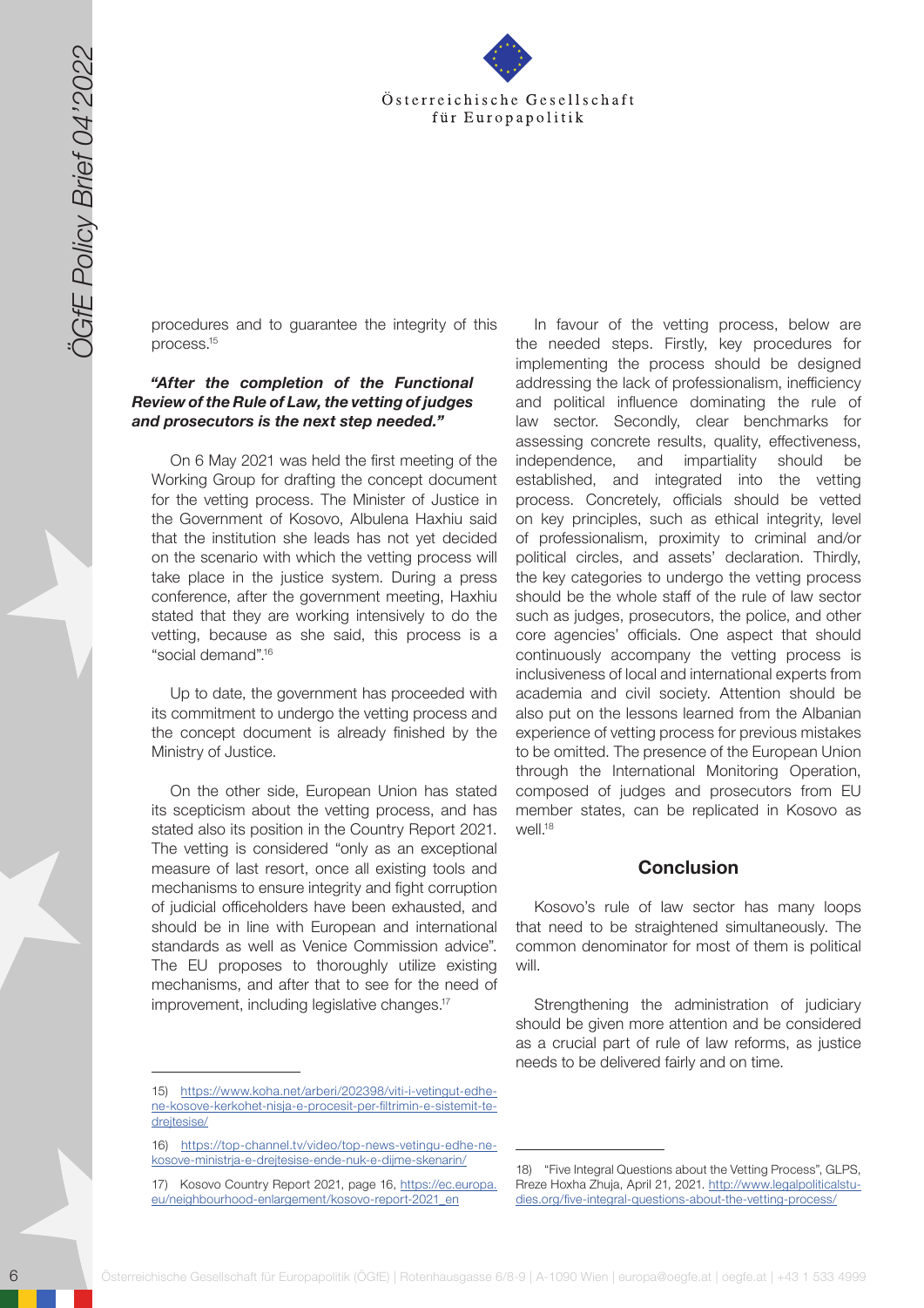procedures and to guarantee the integrity of this process.[15]

***"After the completion of the Functional Review of the Rule of Law, the vetting of judges and prosecutors is the next step needed."***

On 6 May 2021 was held the first meeting of the Working Group for drafting the concept document for the vetting process. The Minister of Justice in the Government of Kosovo, Albulena Haxhiu said that the institution she leads has not yet decided on the scenario with which the vetting process will take place in the justice system. During a press conference, after the government meeting, Haxhiu stated that they are working intensively to do the vetting, because as she said, this process is a "social demand".[16]

Up to date, the government has proceeded with its commitment to undergo the vetting process and the concept document is already finished by the Ministry of Justice.

On the other side, European Union has stated its scepticism about the vetting process, and has stated also its position in the Country Report 2021. The vetting is considered "only as an exceptional measure of last resort, once all existing tools and mechanisms to ensure integrity and fight corruption of judicial officeholders have been exhausted, and should be in line with European and international standards as well as Venice Commission advice". The EU proposes to thoroughly utilize existing mechanisms, and after that to see for the need of improvement, including legislative changes.[17]

In favour of the vetting process, below are the needed steps. Firstly, key procedures for implementing the process should be designed addressing the lack of professionalism, inefficiency and political influence dominating the rule of law sector. Secondly, clear benchmarks for assessing concrete results, quality, effectiveness, independence, and impartiality should be established, and integrated into the vetting process. Concretely, officials should be vetted on key principles, such as ethical integrity, level of professionalism, proximity to criminal and/or political circles, and assets' declaration. Thirdly, the key categories to undergo the vetting process should be the whole staff of the rule of law sector such as judges, prosecutors, the police, and other core agencies' officials. One aspect that should continuously accompany the vetting process is inclusiveness of local and international experts from academia and civil society. Attention should be also put on the lessons learned from the Albanian experience of vetting process for previous mistakes to be omitted. The presence of the European Union through the International Monitoring Operation, composed of judges and prosecutors from EU member states, can be replicated in Kosovo as well.[18]

## Conclusion

Kosovo's rule of law sector has many loops that need to be straightened simultaneously. The common denominator for most of them is political will.

Strengthening the administration of judiciary should be given more attention and be considered as a crucial part of rule of law reforms, as justice needs to be delivered fairly and on time.

---

15) https://www.koha.net/arberi/202398/viti-i-vetingut-edhe-ne-kosove-kerkohet-nisja-e-procesit-per-filtrimin-e-sistemit-te-drejtesise/

16) https://top-channel.tv/video/top-news-vetingu-edhe-ne-kosove-ministrja-e-drejtesise-ende-nuk-e-dijme-skenarin/

17) Kosovo Country Report 2021, page 16, https://ec.europa.eu/neighbourhood-enlargement/kosovo-report-2021_en

18) "Five Integral Questions about the Vetting Process", GLPS, Rreze Hoxha Zhuja, April 21, 2021. http://www.legalpoliticalstudies.org/five-integral-questions-about-the-vetting-process/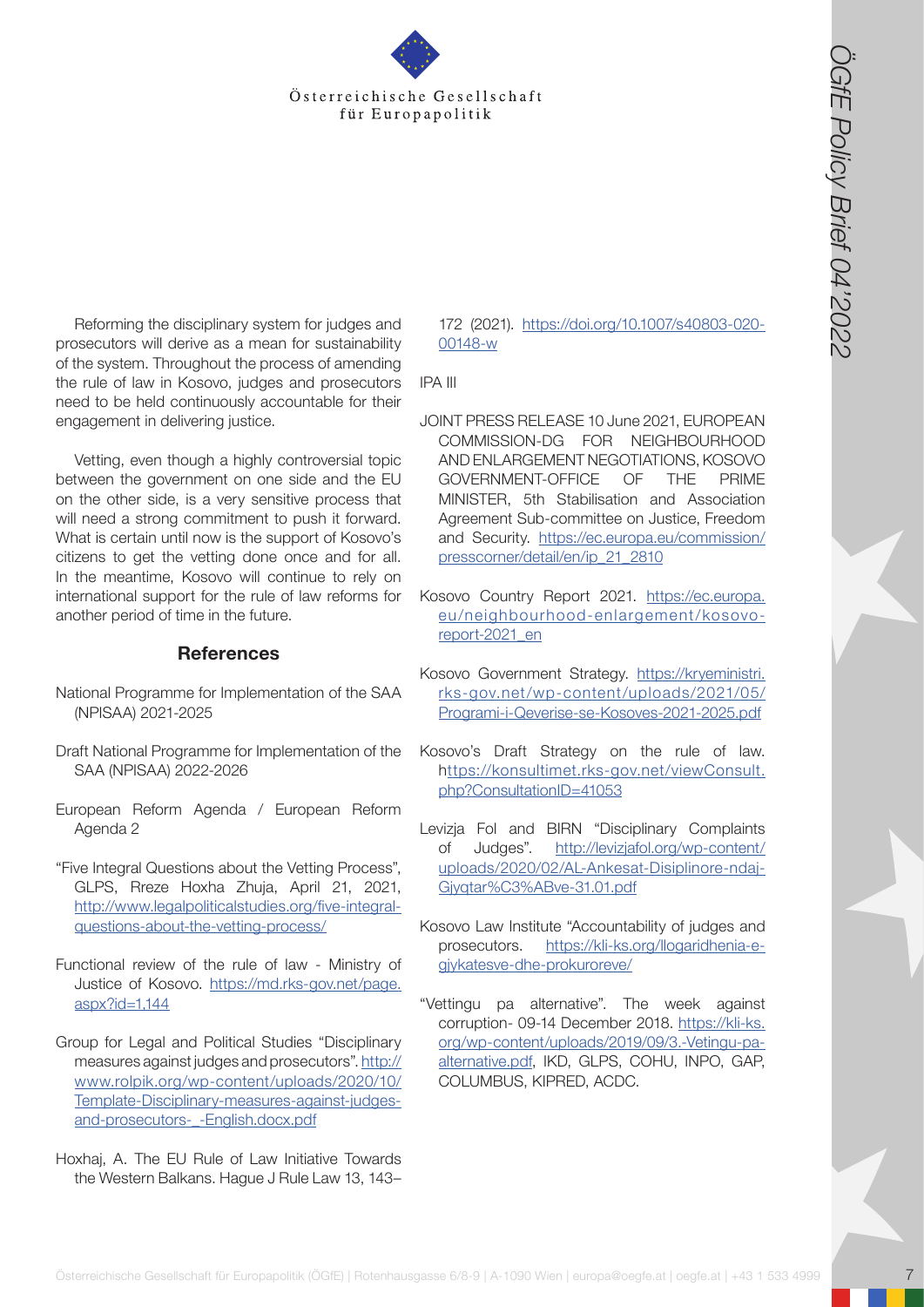Reforming the disciplinary system for judges and prosecutors will derive as a mean for sustainability of the system. Throughout the process of amending the rule of law in Kosovo, judges and prosecutors need to be held continuously accountable for their engagement in delivering justice.

Vetting, even though a highly controversial topic between the government on one side and the EU on the other side, is a very sensitive process that will need a strong commitment to push it forward. What is certain until now is the support of Kosovo's citizens to get the vetting done once and for all. In the meantime, Kosovo will continue to rely on international support for the rule of law reforms for another period of time in the future.

## References

National Programme for Implementation of the SAA (NPISAA) 2021-2025

Draft National Programme for Implementation of the SAA (NPISAA) 2022-2026

European Reform Agenda / European Reform Agenda 2

"Five Integral Questions about the Vetting Process", GLPS, Rreze Hoxha Zhuja, April 21, 2021, http://www.legalpoliticalstudies.org/five-integral-questions-about-the-vetting-process/

Functional review of the rule of law - Ministry of Justice of Kosovo. https://md.rks-gov.net/page.aspx?id=1,144

Group for Legal and Political Studies "Disciplinary measures against judges and prosecutors". http://www.rolpik.org/wp-content/uploads/2020/10/Template-Disciplinary-measures-against-judges-and-prosecutors-_-English.docx.pdf

Hoxhaj, A. The EU Rule of Law Initiative Towards the Western Balkans. Hague J Rule Law 13, 143–172 (2021). https://doi.org/10.1007/s40803-020-00148-w

IPA III

JOINT PRESS RELEASE 10 June 2021, EUROPEAN COMMISSION-DG FOR NEIGHBOURHOOD AND ENLARGEMENT NEGOTIATIONS, KOSOVO GOVERNMENT-OFFICE OF THE PRIME MINISTER, 5th Stabilisation and Association Agreement Sub-committee on Justice, Freedom and Security. https://ec.europa.eu/commission/presscorner/detail/en/ip_21_2810

Kosovo Country Report 2021. https://ec.europa.eu/neighbourhood-enlargement/kosovo-report-2021_en

Kosovo Government Strategy. https://kryeministri.rks-gov.net/wp-content/uploads/2021/05/Programi-i-Qeverise-se-Kosoves-2021-2025.pdf

Kosovo's Draft Strategy on the rule of law. https://konsultimet.rks-gov.net/viewConsult.php?ConsultationID=41053

Levizja Fol and BIRN "Disciplinary Complaints of Judges". http://levizjafol.org/wp-content/uploads/2020/02/AL-Ankesat-Disiplinore-ndaj-Gjyqtar%C3%ABve-31.01.pdf

Kosovo Law Institute "Accountability of judges and prosecutors. https://kli-ks.org/llogaridhenia-e-gjykatesve-dhe-prokuroreve/

"Vettingu pa alternative". The week against corruption- 09-14 December 2018. https://kli-ks.org/wp-content/uploads/2019/09/3.-Vetingu-pa-alternative.pdf, IKD, GLPS, COHU, INPO, GAP, COLUMBUS, KIPRED, ACDC.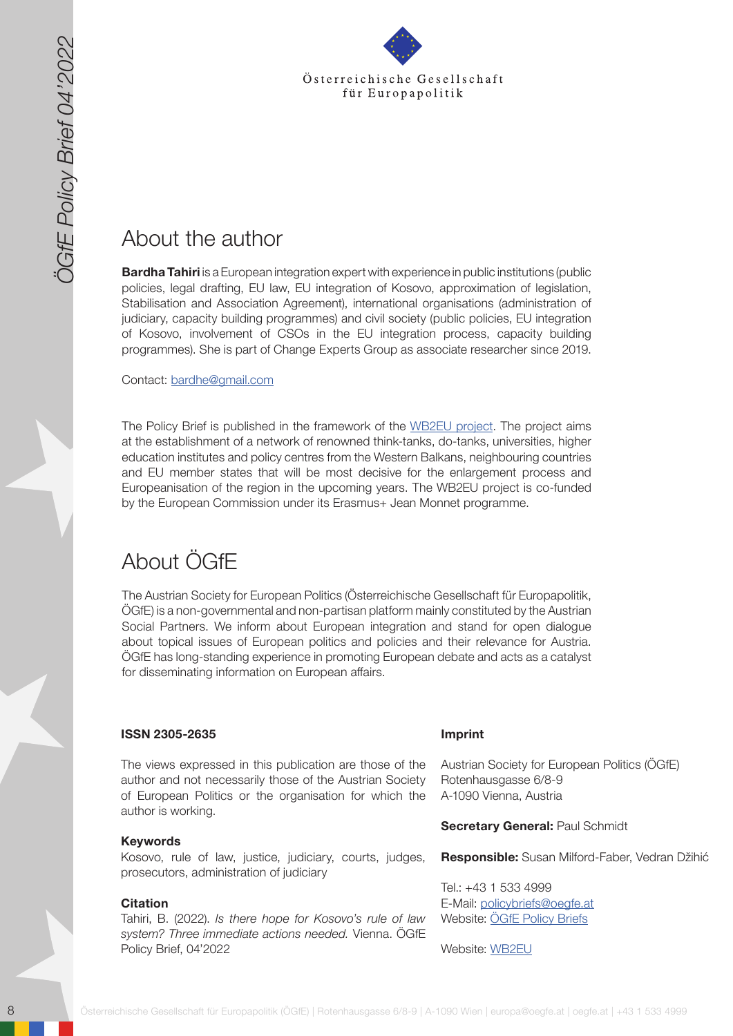Österreichische Gesellschaft für Europapolitik

## About the author

**Bardha Tahiri** is a European integration expert with experience in public institutions (public policies, legal drafting, EU law, EU integration of Kosovo, approximation of legislation, Stabilisation and Association Agreement), international organisations (administration of judiciary, capacity building programmes) and civil society (public policies, EU integration of Kosovo, involvement of CSOs in the EU integration process, capacity building programmes). She is part of Change Experts Group as associate researcher since 2019.

Contact: bardhe@gmail.com

The Policy Brief is published in the framework of the WB2EU project. The project aims at the establishment of a network of renowned think-tanks, do-tanks, universities, higher education institutes and policy centres from the Western Balkans, neighbouring countries and EU member states that will be most decisive for the enlargement process and Europeanisation of the region in the upcoming years. The WB2EU project is co-funded by the European Commission under its Erasmus+ Jean Monnet programme.

## About ÖGfE

The Austrian Society for European Politics (Österreichische Gesellschaft für Europapolitik, ÖGfE) is a non-governmental and non-partisan platform mainly constituted by the Austrian Social Partners. We inform about European integration and stand for open dialogue about topical issues of European politics and policies and their relevance for Austria. ÖGfE has long-standing experience in promoting European debate and acts as a catalyst for disseminating information on European affairs.

**ISSN 2305-2635**

The views expressed in this publication are those of the author and not necessarily those of the Austrian Society of European Politics or the organisation for which the author is working.

**Keywords**
Kosovo, rule of law, justice, judiciary, courts, judges, prosecutors, administration of judiciary

**Citation**
Tahiri, B. (2022). *Is there hope for Kosovo's rule of law system? Three immediate actions needed.* Vienna. ÖGfE Policy Brief, 04'2022

**Imprint**

Austrian Society for European Politics (ÖGfE)
Rotenhausgasse 6/8-9
A-1090 Vienna, Austria

**Secretary General:** Paul Schmidt

**Responsible:** Susan Milford-Faber, Vedran Džihić

Tel.: +43 1 533 4999
E-Mail: policybriefs@oegfe.at
Website: ÖGfE Policy Briefs

Website: WB2EU